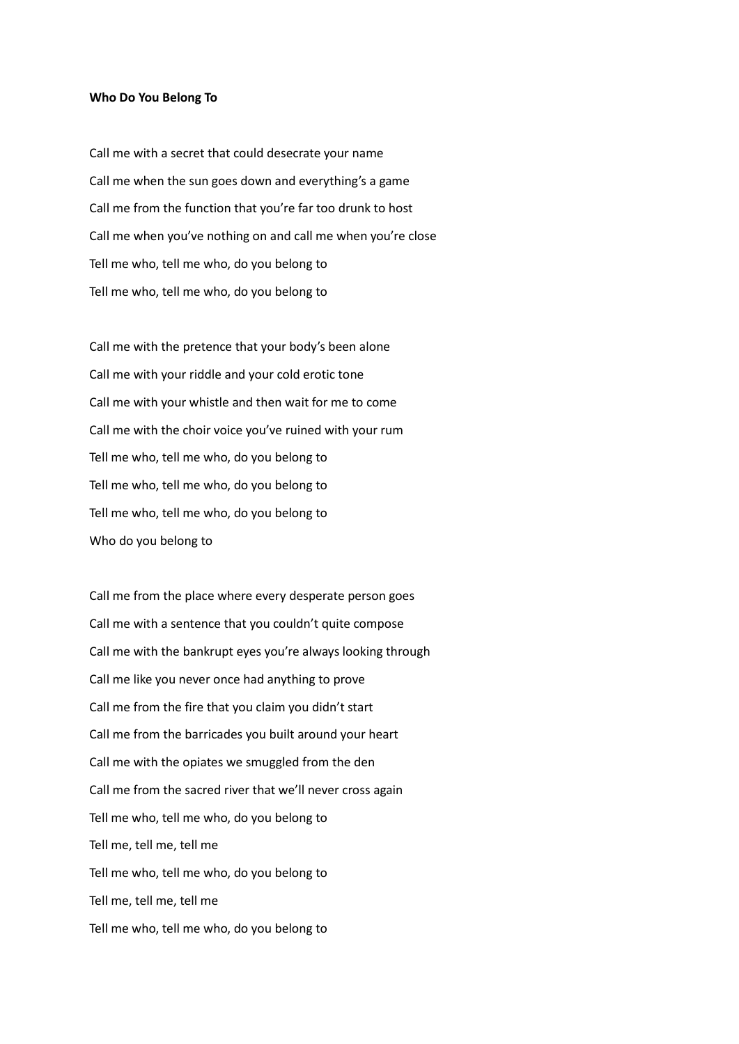**Who Do You Belong To**

Call me with a secret that could desecrate your name
Call me when the sun goes down and everything's a game
Call me from the function that you're far too drunk to host
Call me when you've nothing on and call me when you're close
Tell me who, tell me who, do you belong to
Tell me who, tell me who, do you belong to

Call me with the pretence that your body's been alone
Call me with your riddle and your cold erotic tone
Call me with your whistle and then wait for me to come
Call me with the choir voice you've ruined with your rum
Tell me who, tell me who, do you belong to
Tell me who, tell me who, do you belong to
Tell me who, tell me who, do you belong to
Who do you belong to

Call me from the place where every desperate person goes
Call me with a sentence that you couldn't quite compose
Call me with the bankrupt eyes you're always looking through
Call me like you never once had anything to prove
Call me from the fire that you claim you didn't start
Call me from the barricades you built around your heart
Call me with the opiates we smuggled from the den
Call me from the sacred river that we'll never cross again
Tell me who, tell me who, do you belong to
Tell me, tell me, tell me
Tell me who, tell me who, do you belong to
Tell me, tell me, tell me
Tell me who, tell me who, do you belong to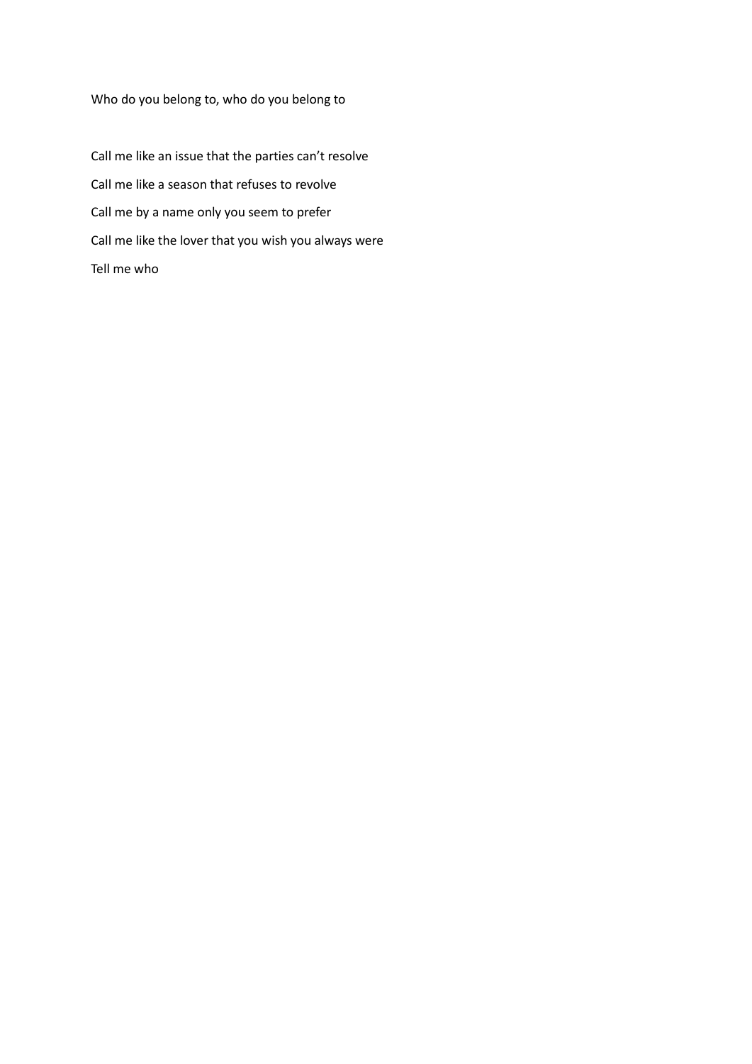Who do you belong to, who do you belong to

Call me like an issue that the parties can't resolve

Call me like a season that refuses to revolve

Call me by a name only you seem to prefer

Call me like the lover that you wish you always were

Tell me who